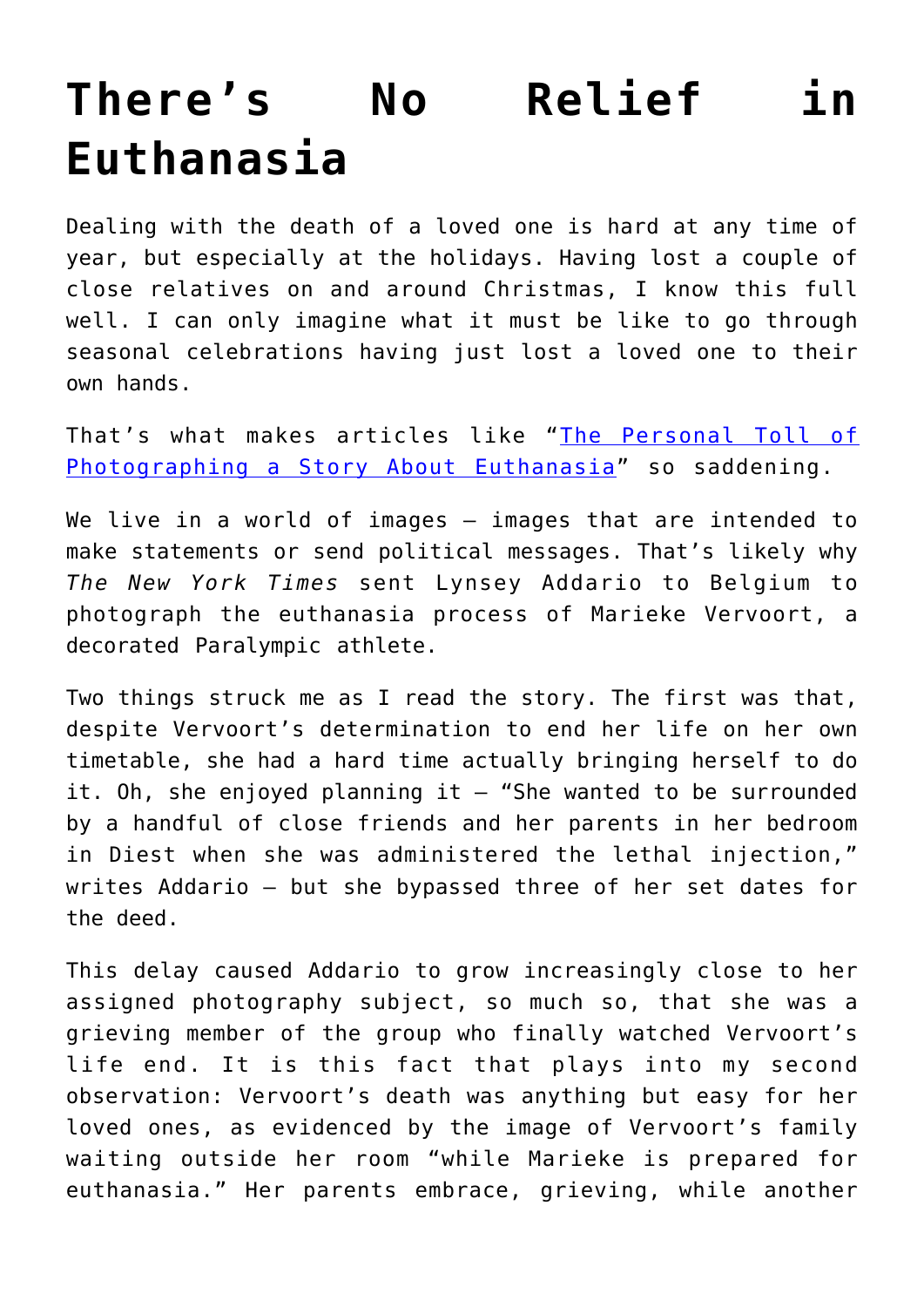# There's No Relief in Euthanasia

Dealing with the death of a loved one is hard at any time of year, but especially at the holidays. Having lost a couple of close relatives on and around Christmas, I know this full well. I can only imagine what it must be like to go through seasonal celebrations having just lost a loved one to their own hands.

That's what makes articles like "[The Personal Toll of Photographing a Story About Euthanasia]" so saddening.

We live in a world of images – images that are intended to make statements or send political messages. That's likely why *The New York Times* sent Lynsey Addario to Belgium to photograph the euthanasia process of Marieke Vervoort, a decorated Paralympic athlete.

Two things struck me as I read the story. The first was that, despite Vervoort's determination to end her life on her own timetable, she had a hard time actually bringing herself to do it. Oh, she enjoyed planning it – "She wanted to be surrounded by a handful of close friends and her parents in her bedroom in Diest when she was administered the lethal injection," writes Addario – but she bypassed three of her set dates for the deed.

This delay caused Addario to grow increasingly close to her assigned photography subject, so much so, that she was a grieving member of the group who finally watched Vervoort's life end. It is this fact that plays into my second observation: Vervoort's death was anything but easy for her loved ones, as evidenced by the image of Vervoort's family waiting outside her room "while Marieke is prepared for euthanasia." Her parents embrace, grieving, while another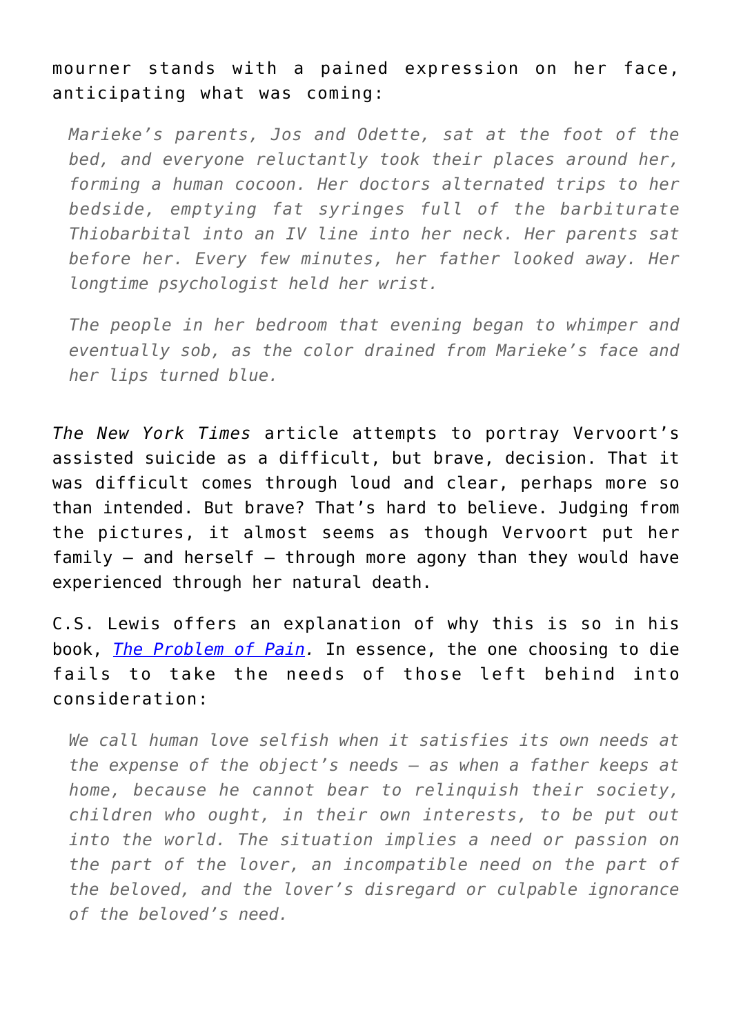mourner stands with a pained expression on her face, anticipating what was coming:

> *Marieke's parents, Jos and Odette, sat at the foot of the bed, and everyone reluctantly took their places around her, forming a human cocoon. Her doctors alternated trips to her bedside, emptying fat syringes full of the barbiturate Thiobarbital into an IV line into her neck. Her parents sat before her. Every few minutes, her father looked away. Her longtime psychologist held her wrist.*
>
> *The people in her bedroom that evening began to whimper and eventually sob, as the color drained from Marieke's face and her lips turned blue.*

*The New York Times* article attempts to portray Vervoort's assisted suicide as a difficult, but brave, decision. That it was difficult comes through loud and clear, perhaps more so than intended. But brave? That's hard to believe. Judging from the pictures, it almost seems as though Vervoort put her family – and herself – through more agony than they would have experienced through her natural death.

C.S. Lewis offers an explanation of why this is so in his book, *The Problem of Pain.* In essence, the one choosing to die fails to take the needs of those left behind into consideration:

> *We call human love selfish when it satisfies its own needs at the expense of the object's needs – as when a father keeps at home, because he cannot bear to relinquish their society, children who ought, in their own interests, to be put out into the world. The situation implies a need or passion on the part of the lover, an incompatible need on the part of the beloved, and the lover's disregard or culpable ignorance of the beloved's need.*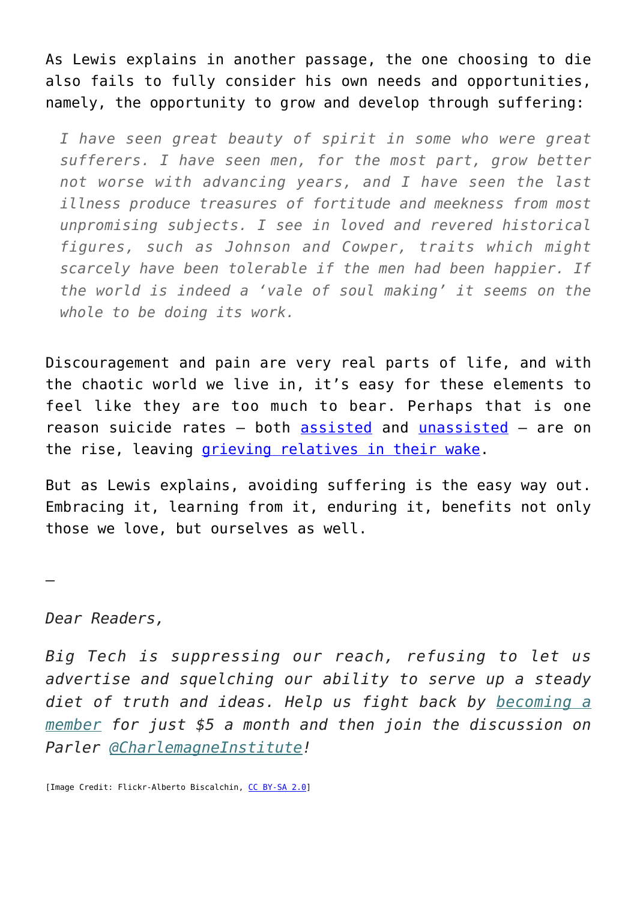As Lewis explains in another passage, the one choosing to die also fails to fully consider his own needs and opportunities, namely, the opportunity to grow and develop through suffering:

> *I have seen great beauty of spirit in some who were great sufferers. I have seen men, for the most part, grow better not worse with advancing years, and I have seen the last illness produce treasures of fortitude and meekness from most unpromising subjects. I see in loved and revered historical figures, such as Johnson and Cowper, traits which might scarcely have been tolerable if the men had been happier. If the world is indeed a 'vale of soul making' it seems on the whole to be doing its work.*

Discouragement and pain are very real parts of life, and with the chaotic world we live in, it's easy for these elements to feel like they are too much to bear. Perhaps that is one reason suicide rates – both assisted and unassisted – are on the rise, leaving grieving relatives in their wake.

But as Lewis explains, avoiding suffering is the easy way out. Embracing it, learning from it, enduring it, benefits not only those we love, but ourselves as well.

—

*Dear Readers,*

*Big Tech is suppressing our reach, refusing to let us advertise and squelching our ability to serve up a steady diet of truth and ideas. Help us fight back by becoming a member for just $5 a month and then join the discussion on Parler @CharlemagneInstitute!*

[Image Credit: Flickr-Alberto Biscalchin, CC BY-SA 2.0]